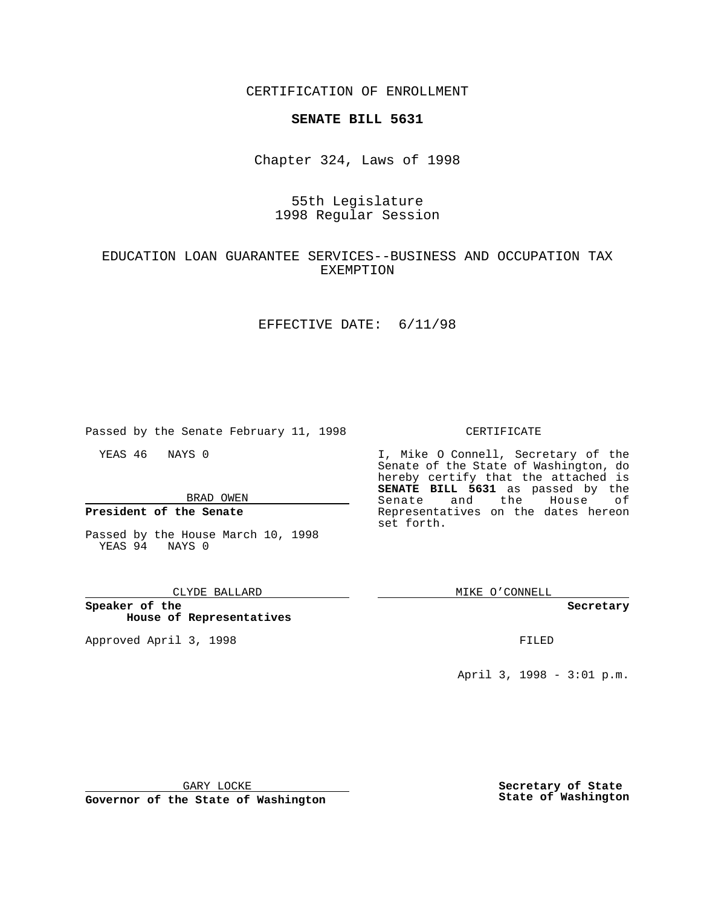CERTIFICATION OF ENROLLMENT

**SENATE BILL 5631**

Chapter 324, Laws of 1998

55th Legislature
1998 Regular Session

EDUCATION LOAN GUARANTEE SERVICES--BUSINESS AND OCCUPATION TAX EXEMPTION

EFFECTIVE DATE: 6/11/98

Passed by the Senate February 11, 1998

YEAS 46 NAYS 0

BRAD OWEN

**President of the Senate**

Passed by the House March 10, 1998
YEAS 94 NAYS 0

CLYDE BALLARD

**Speaker of the House of Representatives**

Approved April 3, 1998

GARY LOCKE

**Governor of the State of Washington**

CERTIFICATE

I, Mike O Connell, Secretary of the Senate of the State of Washington, do hereby certify that the attached is **SENATE BILL 5631** as passed by the Senate and the House of Representatives on the dates hereon set forth.

MIKE O'CONNELL

**Secretary**

FILED

April 3, 1998 - 3:01 p.m.

**Secretary of State**
**State of Washington**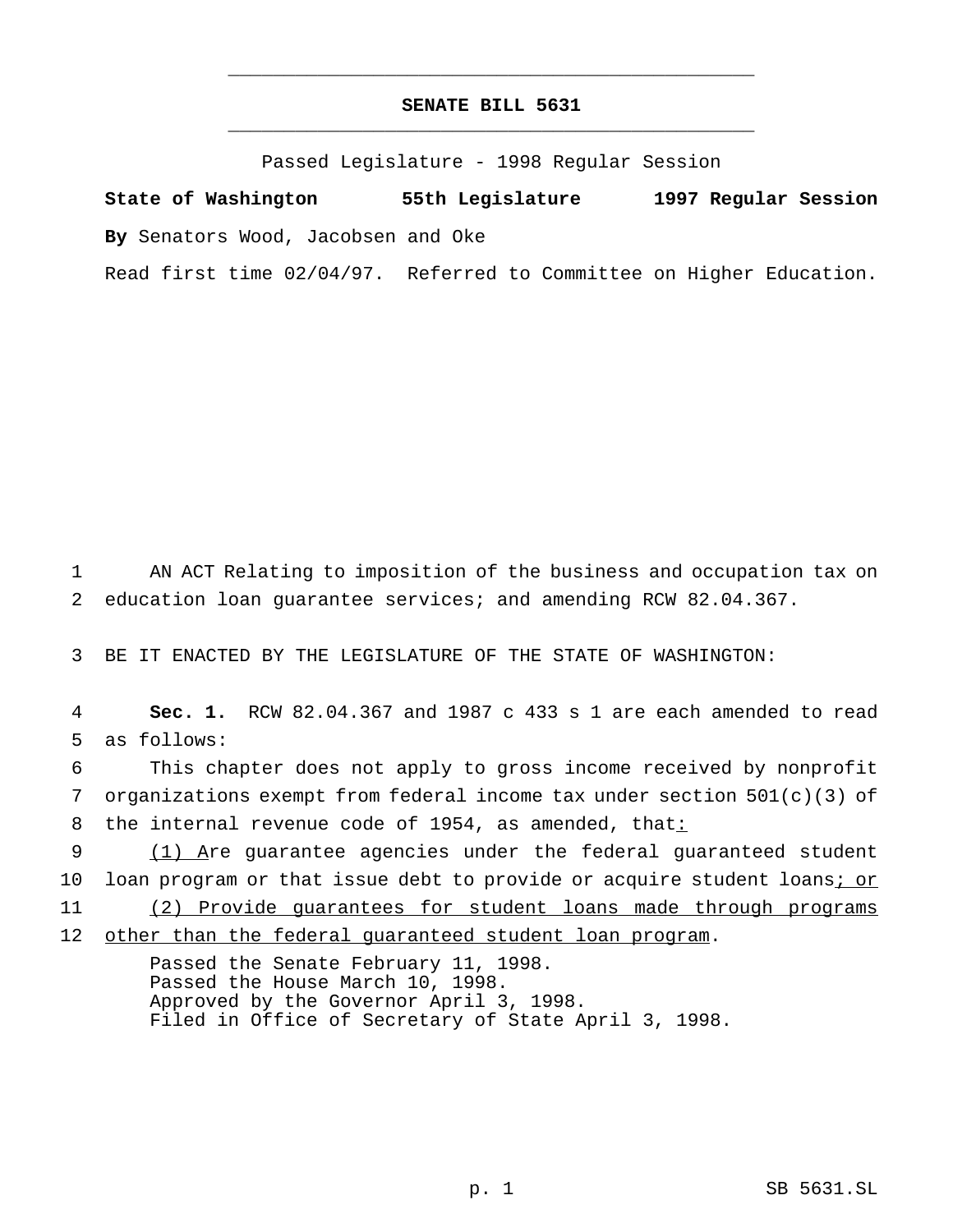# SENATE BILL 5631

Passed Legislature - 1998 Regular Session

**State of Washington 55th Legislature 1997 Regular Session**

**By** Senators Wood, Jacobsen and Oke

Read first time 02/04/97. Referred to Committee on Higher Education.

AN ACT Relating to imposition of the business and occupation tax on education loan guarantee services; and amending RCW 82.04.367.

BE IT ENACTED BY THE LEGISLATURE OF THE STATE OF WASHINGTON:

**Sec. 1.** RCW 82.04.367 and 1987 c 433 s 1 are each amended to read as follows:

This chapter does not apply to gross income received by nonprofit organizations exempt from federal income tax under section 501(c)(3) of the internal revenue code of 1954, as amended, that:

(1) Are guarantee agencies under the federal guaranteed student loan program or that issue debt to provide or acquire student loans; or

(2) Provide guarantees for student loans made through programs other than the federal guaranteed student loan program.

Passed the Senate February 11, 1998.
Passed the House March 10, 1998.
Approved by the Governor April 3, 1998.
Filed in Office of Secretary of State April 3, 1998.